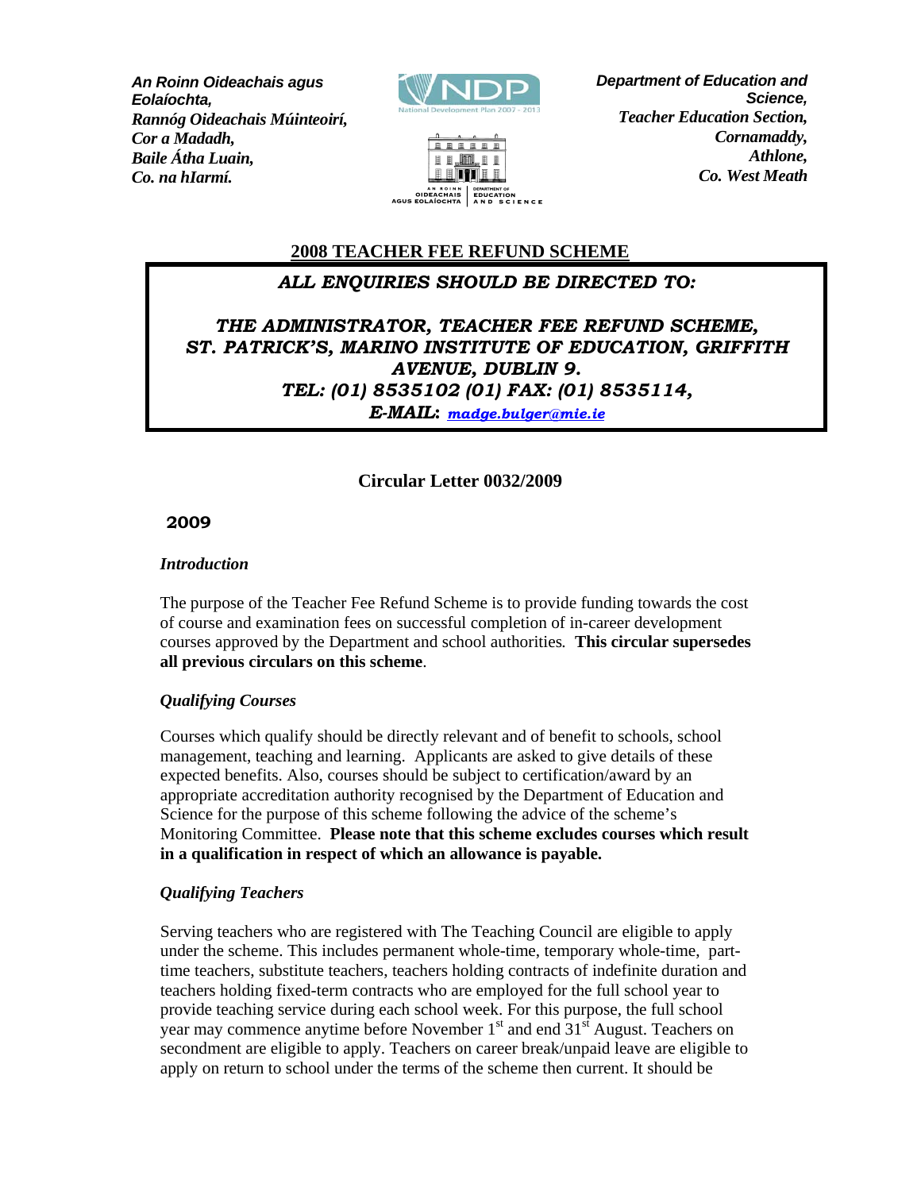*An Roinn Oideachais agus Eolaíochta,*
*Rannóg Oideachais Múinteoirí,*
*Cor a Madadh,*
*Baile Átha Luain,*
*Co. na hIarmí.*

*Department of Education and Science,*
*Teacher Education Section,*
*Cornamaddy,*
*Athlone,*
*Co. West Meath*

## 2008 TEACHER FEE REFUND SCHEME

***ALL ENQUIRIES SHOULD BE DIRECTED TO:***

***THE ADMINISTRATOR, TEACHER FEE REFUND SCHEME, ST. PATRICK'S, MARINO INSTITUTE OF EDUCATION, GRIFFITH AVENUE, DUBLIN 9.***
***TEL: (01) 8535102 (01) FAX: (01) 8535114,***
***E-MAIL: madge.bulger@mie.ie***

**Circular Letter 0032/2009**

**2009**

*Introduction*

The purpose of the Teacher Fee Refund Scheme is to provide funding towards the cost of course and examination fees on successful completion of in-career development courses approved by the Department and school authorities. **This circular supersedes all previous circulars on this scheme**.

*Qualifying Courses*

Courses which qualify should be directly relevant and of benefit to schools, school management, teaching and learning. Applicants are asked to give details of these expected benefits. Also, courses should be subject to certification/award by an appropriate accreditation authority recognised by the Department of Education and Science for the purpose of this scheme following the advice of the scheme's Monitoring Committee. **Please note that this scheme excludes courses which result in a qualification in respect of which an allowance is payable.**

*Qualifying Teachers*

Serving teachers who are registered with The Teaching Council are eligible to apply under the scheme. This includes permanent whole-time, temporary whole-time, part-time teachers, substitute teachers, teachers holding contracts of indefinite duration and teachers holding fixed-term contracts who are employed for the full school year to provide teaching service during each school week. For this purpose, the full school year may commence anytime before November 1st and end 31st August. Teachers on secondment are eligible to apply. Teachers on career break/unpaid leave are eligible to apply on return to school under the terms of the scheme then current. It should be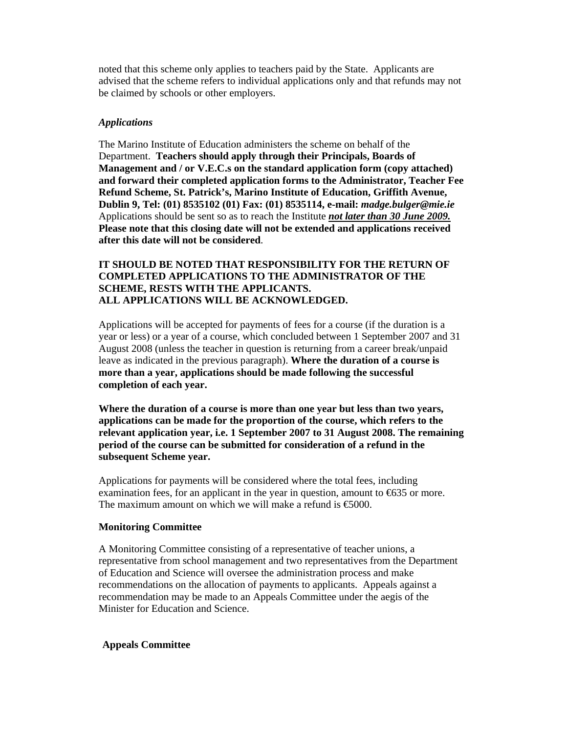noted that this scheme only applies to teachers paid by the State. Applicants are advised that the scheme refers to individual applications only and that refunds may not be claimed by schools or other employers.

### *Applications*

The Marino Institute of Education administers the scheme on behalf of the Department. **Teachers should apply through their Principals, Boards of Management and / or V.E.C.s on the standard application form (copy attached) and forward their completed application forms to the Administrator, Teacher Fee Refund Scheme, St. Patrick's, Marino Institute of Education, Griffith Avenue, Dublin 9, Tel: (01) 8535102 (01) Fax: (01) 8535114, e-mail: *madge.bulger@mie.ie*** Applications should be sent so as to reach the Institute ***not later than 30 June 2009.*** **Please note that this closing date will not be extended and applications received after this date will not be considered**.

**IT SHOULD BE NOTED THAT RESPONSIBILITY FOR THE RETURN OF COMPLETED APPLICATIONS TO THE ADMINISTRATOR OF THE SCHEME, RESTS WITH THE APPLICANTS.**
**ALL APPLICATIONS WILL BE ACKNOWLEDGED.**

Applications will be accepted for payments of fees for a course (if the duration is a year or less) or a year of a course, which concluded between 1 September 2007 and 31 August 2008 (unless the teacher in question is returning from a career break/unpaid leave as indicated in the previous paragraph). **Where the duration of a course is more than a year, applications should be made following the successful completion of each year.**

**Where the duration of a course is more than one year but less than two years, applications can be made for the proportion of the course, which refers to the relevant application year, i.e. 1 September 2007 to 31 August 2008. The remaining period of the course can be submitted for consideration of a refund in the subsequent Scheme year.**

Applications for payments will be considered where the total fees, including examination fees, for an applicant in the year in question, amount to €635 or more. The maximum amount on which we will make a refund is €5000.

### Monitoring Committee

A Monitoring Committee consisting of a representative of teacher unions, a representative from school management and two representatives from the Department of Education and Science will oversee the administration process and make recommendations on the allocation of payments to applicants. Appeals against a recommendation may be made to an Appeals Committee under the aegis of the Minister for Education and Science.

### Appeals Committee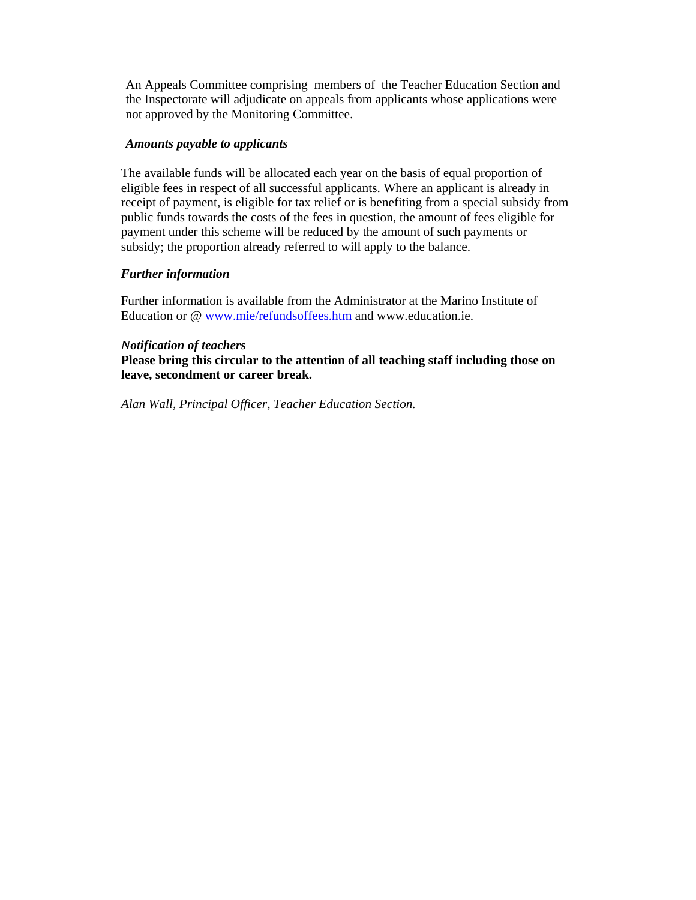An Appeals Committee comprising members of the Teacher Education Section and the Inspectorate will adjudicate on appeals from applicants whose applications were not approved by the Monitoring Committee.

***Amounts payable to applicants***

The available funds will be allocated each year on the basis of equal proportion of eligible fees in respect of all successful applicants. Where an applicant is already in receipt of payment, is eligible for tax relief or is benefiting from a special subsidy from public funds towards the costs of the fees in question, the amount of fees eligible for payment under this scheme will be reduced by the amount of such payments or subsidy; the proportion already referred to will apply to the balance.

***Further information***

Further information is available from the Administrator at the Marino Institute of Education or @ www.mie/refundsoffees.htm and www.education.ie.

***Notification of teachers***
**Please bring this circular to the attention of all teaching staff including those on leave, secondment or career break.**

*Alan Wall, Principal Officer, Teacher Education Section.*